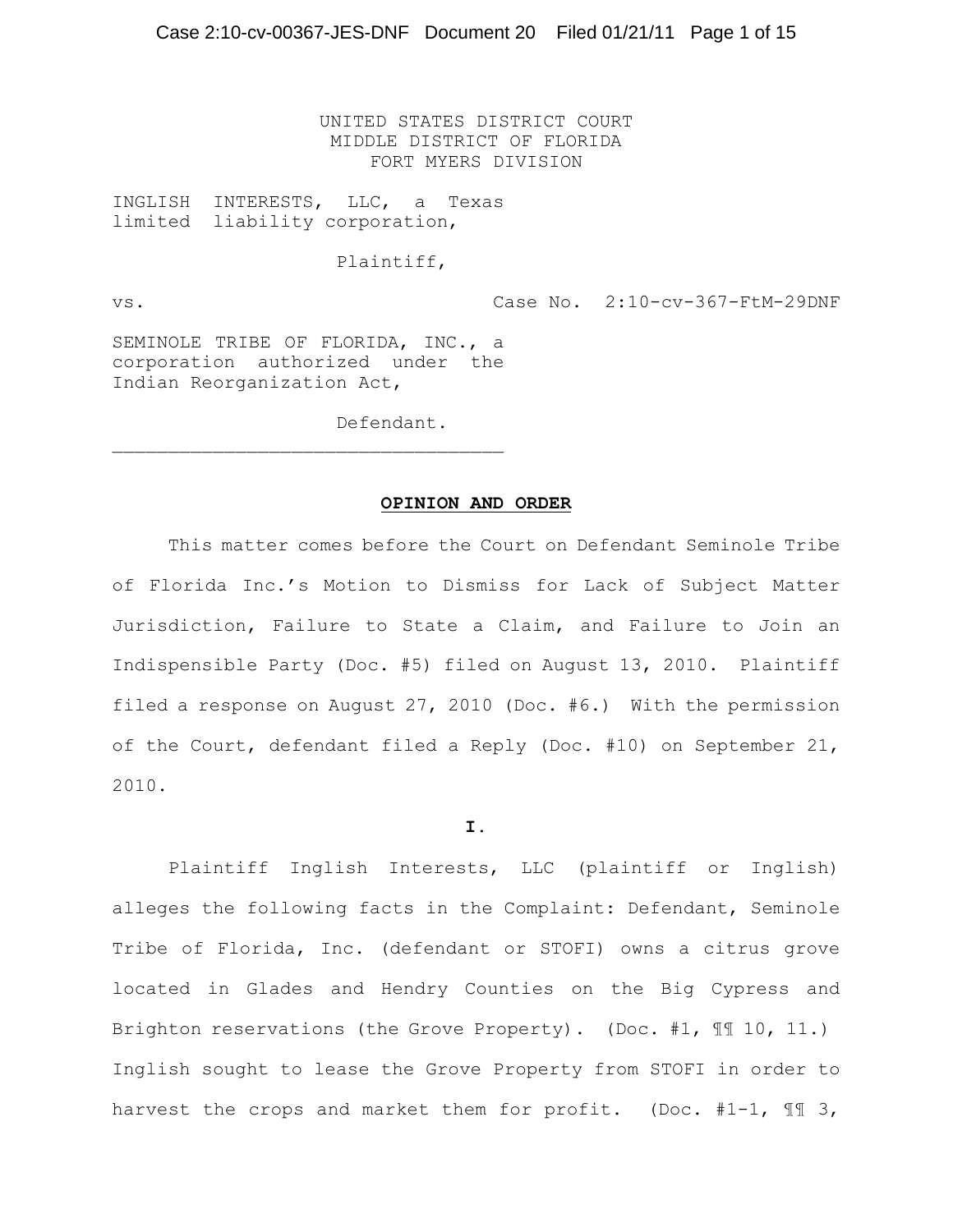UNITED STATES DISTRICT COURT
MIDDLE DISTRICT OF FLORIDA
FORT MYERS DIVISION

INGLISH INTERESTS, LLC, a Texas limited liability corporation,

Plaintiff,

vs. Case No. 2:10-cv-367-FtM-29DNF

SEMINOLE TRIBE OF FLORIDA, INC., a corporation authorized under the Indian Reorganization Act,

Defendant.

___________________________________

**OPINION AND ORDER**

This matter comes before the Court on Defendant Seminole Tribe of Florida Inc.'s Motion to Dismiss for Lack of Subject Matter Jurisdiction, Failure to State a Claim, and Failure to Join an Indispensible Party (Doc. #5) filed on August 13, 2010. Plaintiff filed a response on August 27, 2010 (Doc. #6.) With the permission of the Court, defendant filed a Reply (Doc. #10) on September 21, 2010.

**I.**

Plaintiff Inglish Interests, LLC (plaintiff or Inglish) alleges the following facts in the Complaint: Defendant, Seminole Tribe of Florida, Inc. (defendant or STOFI) owns a citrus grove located in Glades and Hendry Counties on the Big Cypress and Brighton reservations (the Grove Property). (Doc. #1, ¶¶ 10, 11.) Inglish sought to lease the Grove Property from STOFI in order to harvest the crops and market them for profit. (Doc. #1-1, ¶¶ 3,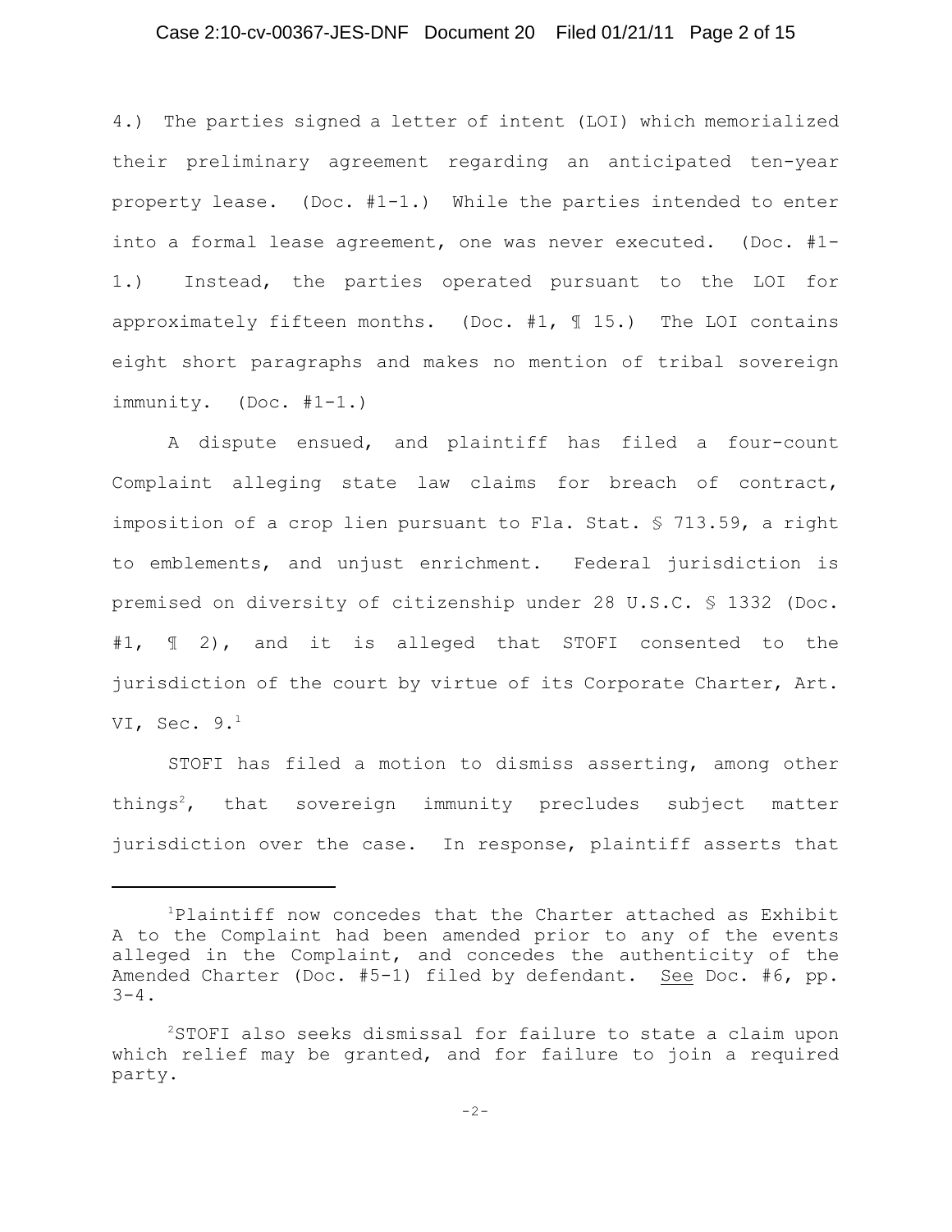4.) The parties signed a letter of intent (LOI) which memorialized their preliminary agreement regarding an anticipated ten-year property lease. (Doc. #1-1.) While the parties intended to enter into a formal lease agreement, one was never executed. (Doc. #1-1.) Instead, the parties operated pursuant to the LOI for approximately fifteen months. (Doc. #1, ¶ 15.) The LOI contains eight short paragraphs and makes no mention of tribal sovereign immunity. (Doc. #1-1.)

A dispute ensued, and plaintiff has filed a four-count Complaint alleging state law claims for breach of contract, imposition of a crop lien pursuant to Fla. Stat. § 713.59, a right to emblements, and unjust enrichment. Federal jurisdiction is premised on diversity of citizenship under 28 U.S.C. § 1332 (Doc. #1, ¶ 2), and it is alleged that STOFI consented to the jurisdiction of the court by virtue of its Corporate Charter, Art. VI, Sec. 9.[1]

STOFI has filed a motion to dismiss asserting, among other things[2], that sovereign immunity precludes subject matter jurisdiction over the case. In response, plaintiff asserts that

---

[1]Plaintiff now concedes that the Charter attached as Exhibit A to the Complaint had been amended prior to any of the events alleged in the Complaint, and concedes the authenticity of the Amended Charter (Doc. #5-1) filed by defendant. See Doc. #6, pp. 3-4.

[2]STOFI also seeks dismissal for failure to state a claim upon which relief may be granted, and for failure to join a required party.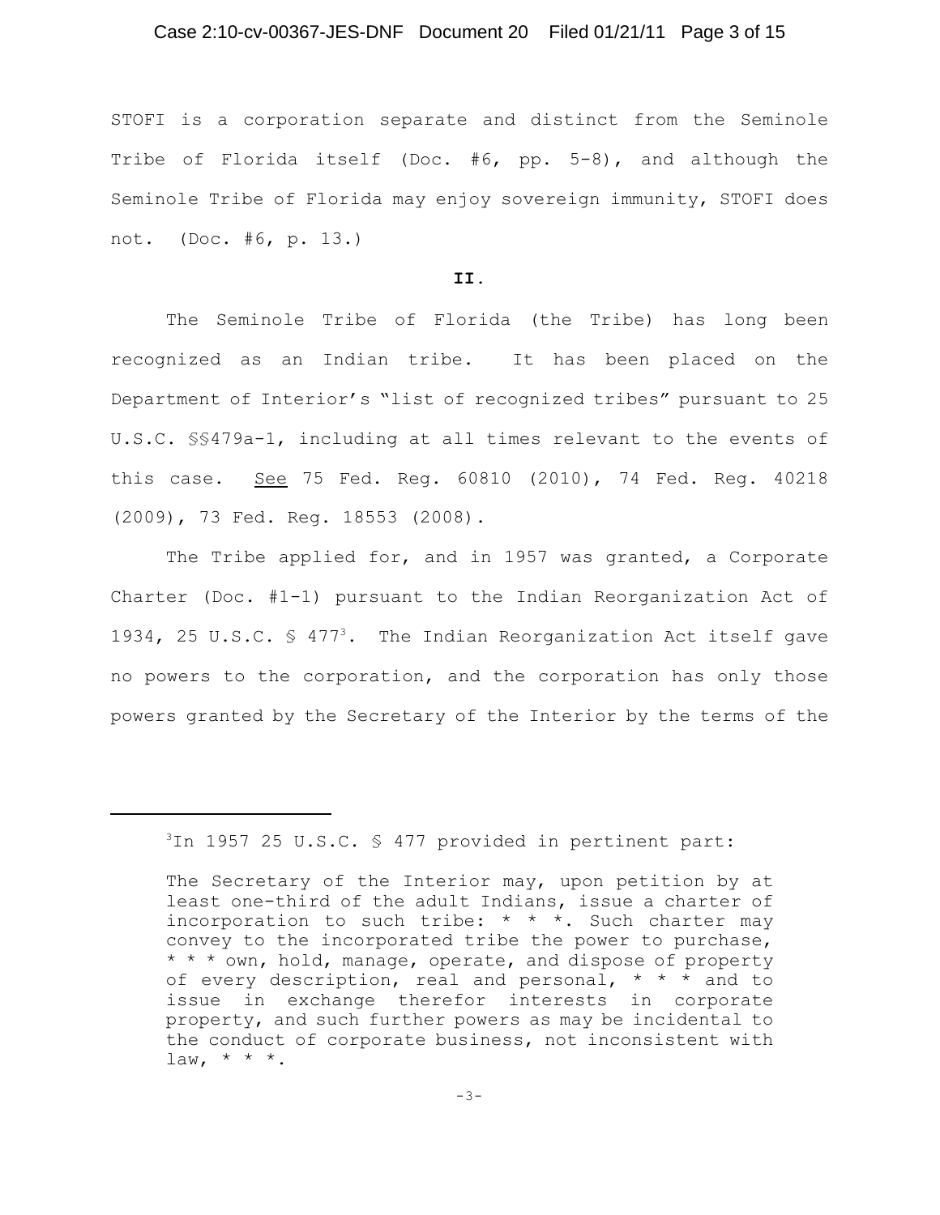STOFI is a corporation separate and distinct from the Seminole Tribe of Florida itself (Doc. #6, pp. 5-8), and although the Seminole Tribe of Florida may enjoy sovereign immunity, STOFI does not. (Doc. #6, p. 13.)

## II.

The Seminole Tribe of Florida (the Tribe) has long been recognized as an Indian tribe. It has been placed on the Department of Interior's "list of recognized tribes" pursuant to 25 U.S.C. §§479a-1, including at all times relevant to the events of this case. See 75 Fed. Reg. 60810 (2010), 74 Fed. Reg. 40218 (2009), 73 Fed. Reg. 18553 (2008).

The Tribe applied for, and in 1957 was granted, a Corporate Charter (Doc. #1-1) pursuant to the Indian Reorganization Act of 1934, 25 U.S.C. § 477[3]. The Indian Reorganization Act itself gave no powers to the corporation, and the corporation has only those powers granted by the Secretary of the Interior by the terms of the

---

[3]In 1957 25 U.S.C. § 477 provided in pertinent part:

> The Secretary of the Interior may, upon petition by at least one-third of the adult Indians, issue a charter of incorporation to such tribe: * * *. Such charter may convey to the incorporated tribe the power to purchase, * * * own, hold, manage, operate, and dispose of property of every description, real and personal, * * * and to issue in exchange therefor interests in corporate property, and such further powers as may be incidental to the conduct of corporate business, not inconsistent with law, * * *.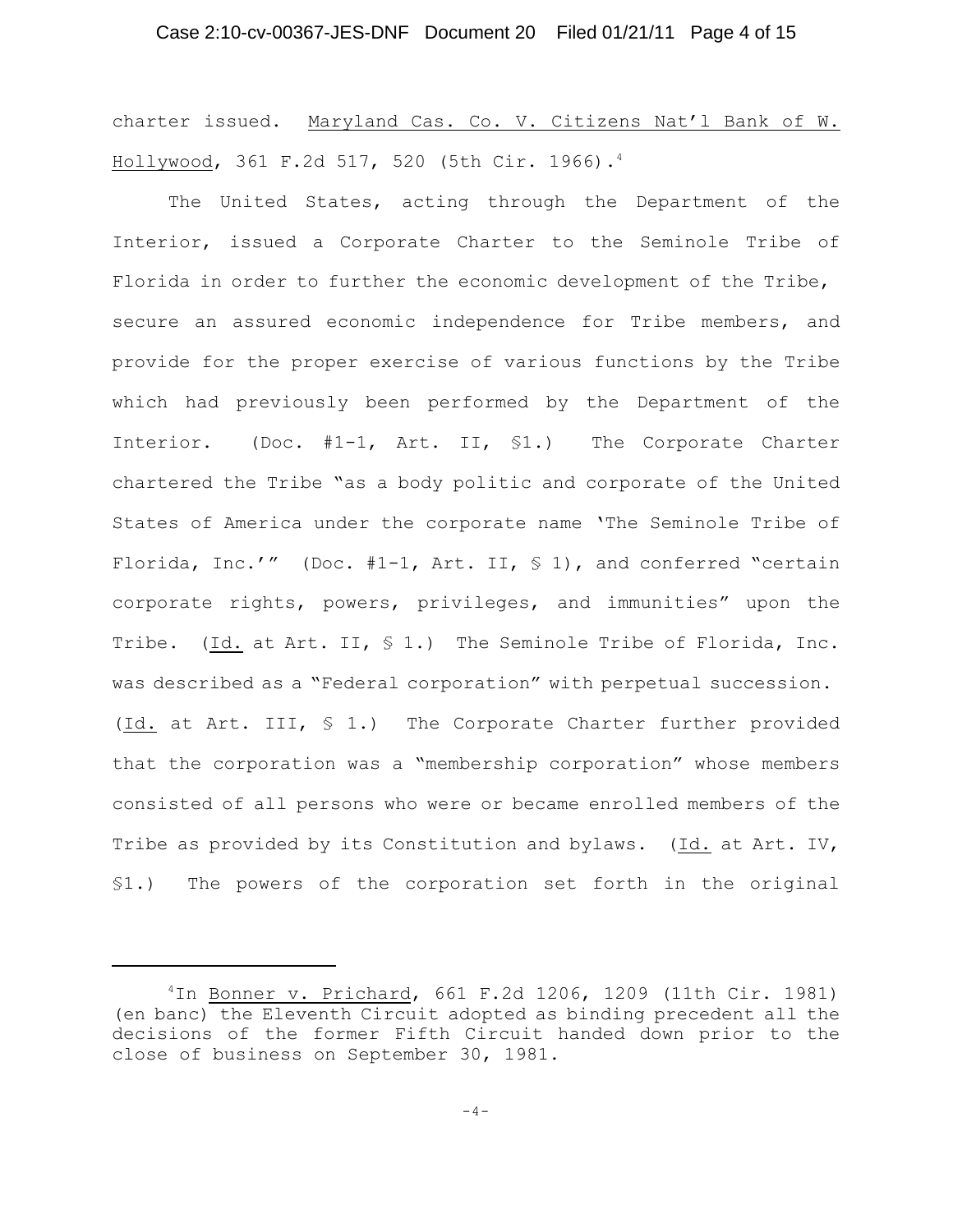charter issued. Maryland Cas. Co. V. Citizens Nat'l Bank of W. Hollywood, 361 F.2d 517, 520 (5th Cir. 1966).[4]

The United States, acting through the Department of the Interior, issued a Corporate Charter to the Seminole Tribe of Florida in order to further the economic development of the Tribe, secure an assured economic independence for Tribe members, and provide for the proper exercise of various functions by the Tribe which had previously been performed by the Department of the Interior. (Doc. #1-1, Art. II, §1.) The Corporate Charter chartered the Tribe "as a body politic and corporate of the United States of America under the corporate name 'The Seminole Tribe of Florida, Inc.'" (Doc. #1-1, Art. II, § 1), and conferred "certain corporate rights, powers, privileges, and immunities" upon the Tribe. (Id. at Art. II, § 1.) The Seminole Tribe of Florida, Inc. was described as a "Federal corporation" with perpetual succession. (Id. at Art. III, § 1.) The Corporate Charter further provided that the corporation was a "membership corporation" whose members consisted of all persons who were or became enrolled members of the Tribe as provided by its Constitution and bylaws. (Id. at Art. IV, §1.) The powers of the corporation set forth in the original

---

[4] In Bonner v. Prichard, 661 F.2d 1206, 1209 (11th Cir. 1981) (en banc) the Eleventh Circuit adopted as binding precedent all the decisions of the former Fifth Circuit handed down prior to the close of business on September 30, 1981.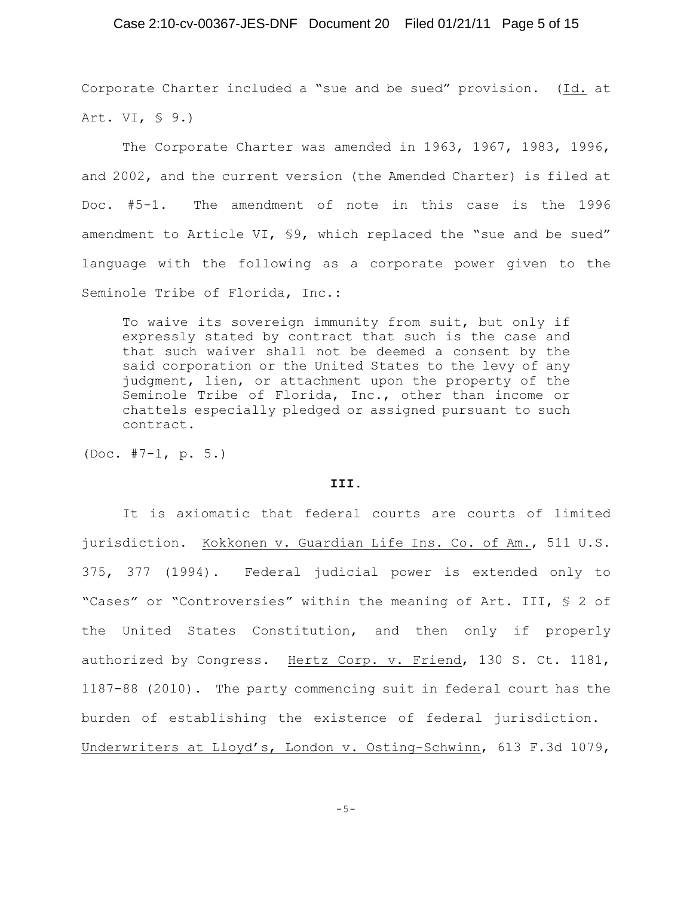Corporate Charter included a "sue and be sued" provision. (Id. at Art. VI, § 9.)

The Corporate Charter was amended in 1963, 1967, 1983, 1996, and 2002, and the current version (the Amended Charter) is filed at Doc. #5-1. The amendment of note in this case is the 1996 amendment to Article VI, §9, which replaced the "sue and be sued" language with the following as a corporate power given to the Seminole Tribe of Florida, Inc.:

> To waive its sovereign immunity from suit, but only if expressly stated by contract that such is the case and that such waiver shall not be deemed a consent by the said corporation or the United States to the levy of any judgment, lien, or attachment upon the property of the Seminole Tribe of Florida, Inc., other than income or chattels especially pledged or assigned pursuant to such contract.

(Doc. #7-1, p. 5.)

**III.**

It is axiomatic that federal courts are courts of limited jurisdiction. Kokkonen v. Guardian Life Ins. Co. of Am., 511 U.S. 375, 377 (1994). Federal judicial power is extended only to "Cases" or "Controversies" within the meaning of Art. III, § 2 of the United States Constitution, and then only if properly authorized by Congress. Hertz Corp. v. Friend, 130 S. Ct. 1181, 1187-88 (2010). The party commencing suit in federal court has the burden of establishing the existence of federal jurisdiction. Underwriters at Lloyd's, London v. Osting-Schwinn, 613 F.3d 1079,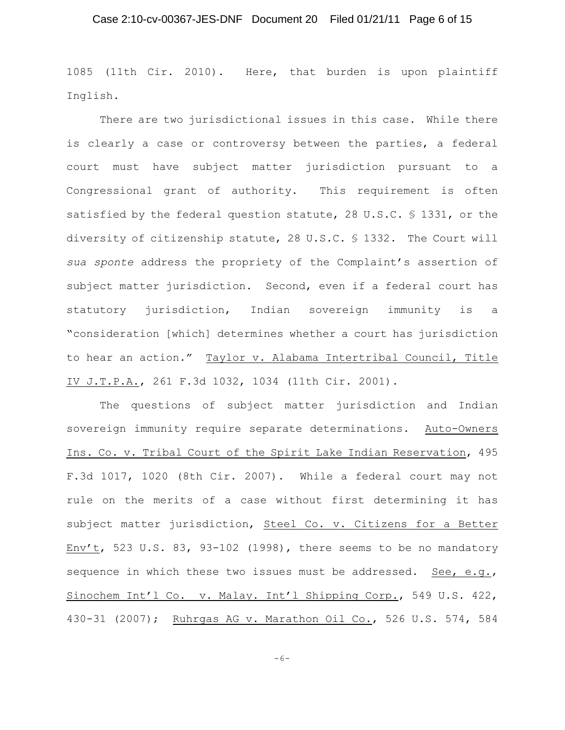1085 (11th Cir. 2010). Here, that burden is upon plaintiff Inglish.

There are two jurisdictional issues in this case. While there is clearly a case or controversy between the parties, a federal court must have subject matter jurisdiction pursuant to a Congressional grant of authority. This requirement is often satisfied by the federal question statute, 28 U.S.C. § 1331, or the diversity of citizenship statute, 28 U.S.C. § 1332. The Court will *sua sponte* address the propriety of the Complaint's assertion of subject matter jurisdiction. Second, even if a federal court has statutory jurisdiction, Indian sovereign immunity is a "consideration [which] determines whether a court has jurisdiction to hear an action." Taylor v. Alabama Intertribal Council, Title IV J.T.P.A., 261 F.3d 1032, 1034 (11th Cir. 2001).

The questions of subject matter jurisdiction and Indian sovereign immunity require separate determinations. Auto-Owners Ins. Co. v. Tribal Court of the Spirit Lake Indian Reservation, 495 F.3d 1017, 1020 (8th Cir. 2007). While a federal court may not rule on the merits of a case without first determining it has subject matter jurisdiction, Steel Co. v. Citizens for a Better Env't, 523 U.S. 83, 93-102 (1998), there seems to be no mandatory sequence in which these two issues must be addressed. See, e.g., Sinochem Int'l Co. v. Malay. Int'l Shipping Corp., 549 U.S. 422, 430-31 (2007); Ruhrgas AG v. Marathon Oil Co., 526 U.S. 574, 584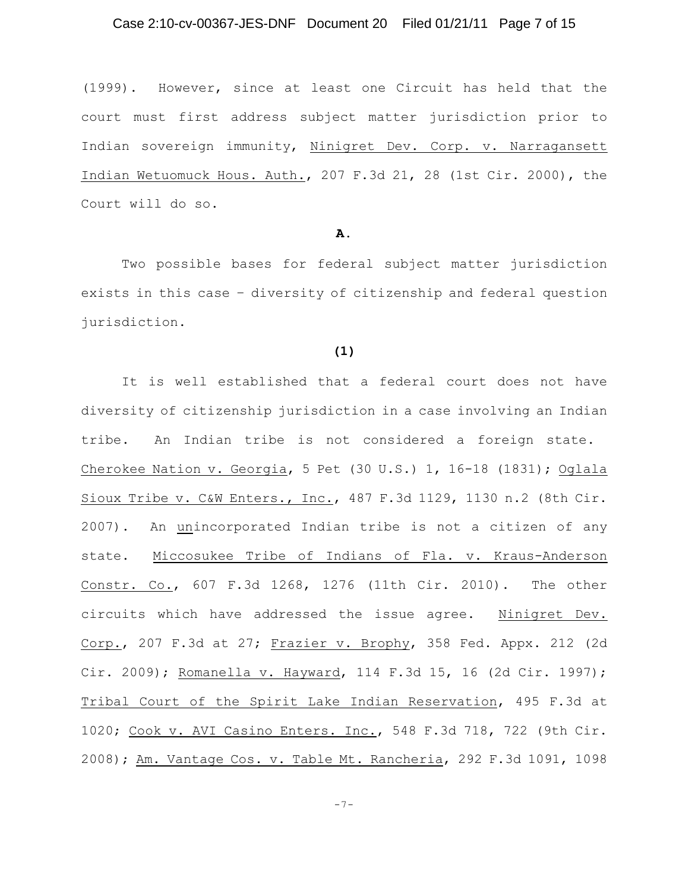(1999). However, since at least one Circuit has held that the court must first address subject matter jurisdiction prior to Indian sovereign immunity, Ninigret Dev. Corp. v. Narragansett Indian Wetuomuck Hous. Auth., 207 F.3d 21, 28 (1st Cir. 2000), the Court will do so.

**A.**

Two possible bases for federal subject matter jurisdiction exists in this case – diversity of citizenship and federal question jurisdiction.

**(1)**

It is well established that a federal court does not have diversity of citizenship jurisdiction in a case involving an Indian tribe. An Indian tribe is not considered a foreign state. Cherokee Nation v. Georgia, 5 Pet (30 U.S.) 1, 16-18 (1831); Oglala Sioux Tribe v. C&W Enters., Inc., 487 F.3d 1129, 1130 n.2 (8th Cir. 2007). An unincorporated Indian tribe is not a citizen of any state. Miccosukee Tribe of Indians of Fla. v. Kraus-Anderson Constr. Co., 607 F.3d 1268, 1276 (11th Cir. 2010). The other circuits which have addressed the issue agree. Ninigret Dev. Corp., 207 F.3d at 27; Frazier v. Brophy, 358 Fed. Appx. 212 (2d Cir. 2009); Romanella v. Hayward, 114 F.3d 15, 16 (2d Cir. 1997); Tribal Court of the Spirit Lake Indian Reservation, 495 F.3d at 1020; Cook v. AVI Casino Enters. Inc., 548 F.3d 718, 722 (9th Cir. 2008); Am. Vantage Cos. v. Table Mt. Rancheria, 292 F.3d 1091, 1098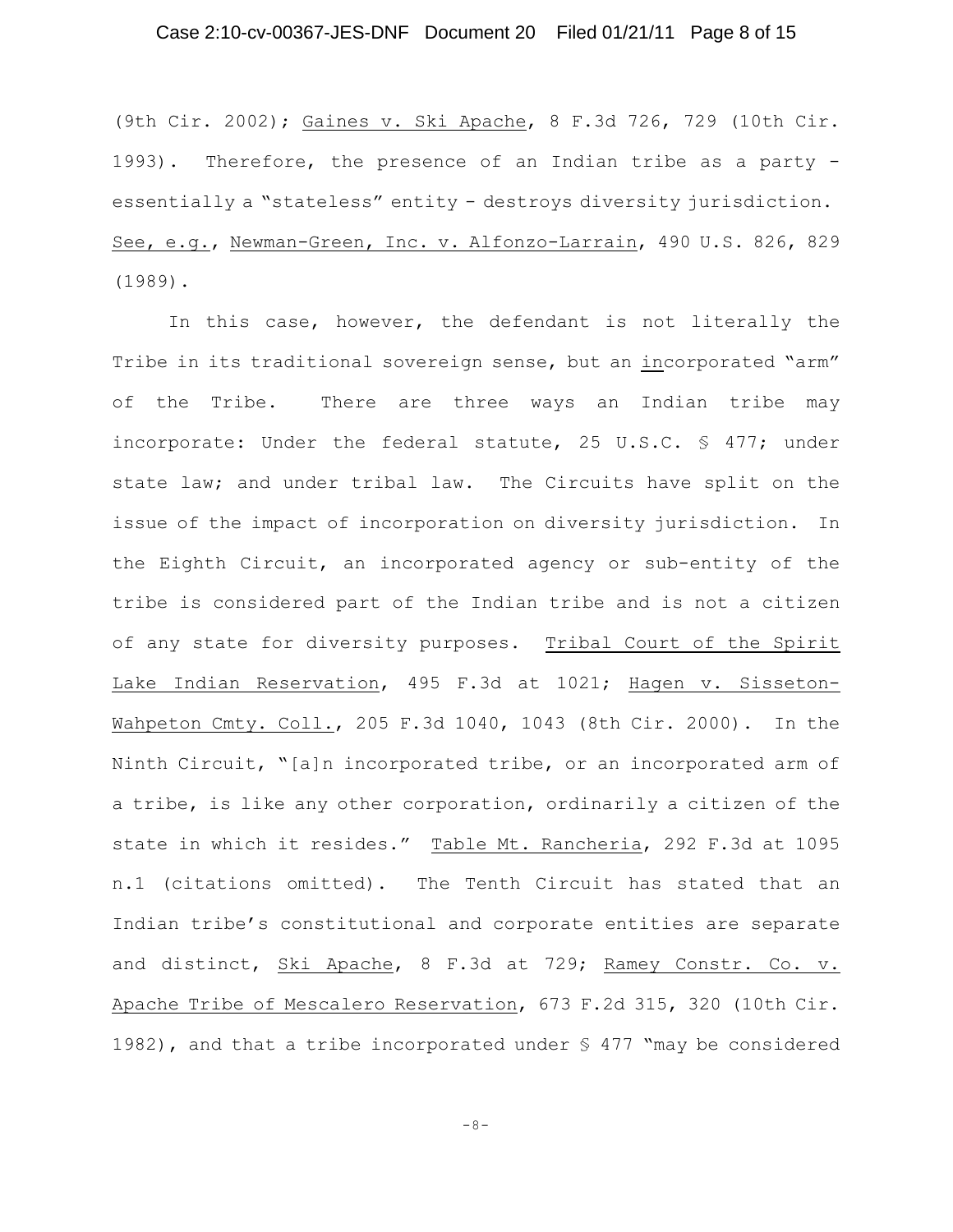(9th Cir. 2002); Gaines v. Ski Apache, 8 F.3d 726, 729 (10th Cir. 1993). Therefore, the presence of an Indian tribe as a party - essentially a "stateless" entity - destroys diversity jurisdiction. *See, e.g.*, Newman-Green, Inc. v. Alfonzo-Larrain, 490 U.S. 826, 829 (1989).

In this case, however, the defendant is not literally the Tribe in its traditional sovereign sense, but an incorporated "arm" of the Tribe. There are three ways an Indian tribe may incorporate: Under the federal statute, 25 U.S.C. § 477; under state law; and under tribal law. The Circuits have split on the issue of the impact of incorporation on diversity jurisdiction. In the Eighth Circuit, an incorporated agency or sub-entity of the tribe is considered part of the Indian tribe and is not a citizen of any state for diversity purposes. Tribal Court of the Spirit Lake Indian Reservation, 495 F.3d at 1021; Hagen v. Sisseton-Wahpeton Cmty. Coll., 205 F.3d 1040, 1043 (8th Cir. 2000). In the Ninth Circuit, "[a]n incorporated tribe, or an incorporated arm of a tribe, is like any other corporation, ordinarily a citizen of the state in which it resides." Table Mt. Rancheria, 292 F.3d at 1095 n.1 (citations omitted). The Tenth Circuit has stated that an Indian tribe's constitutional and corporate entities are separate and distinct, Ski Apache, 8 F.3d at 729; Ramey Constr. Co. v. Apache Tribe of Mescalero Reservation, 673 F.2d 315, 320 (10th Cir. 1982), and that a tribe incorporated under § 477 "may be considered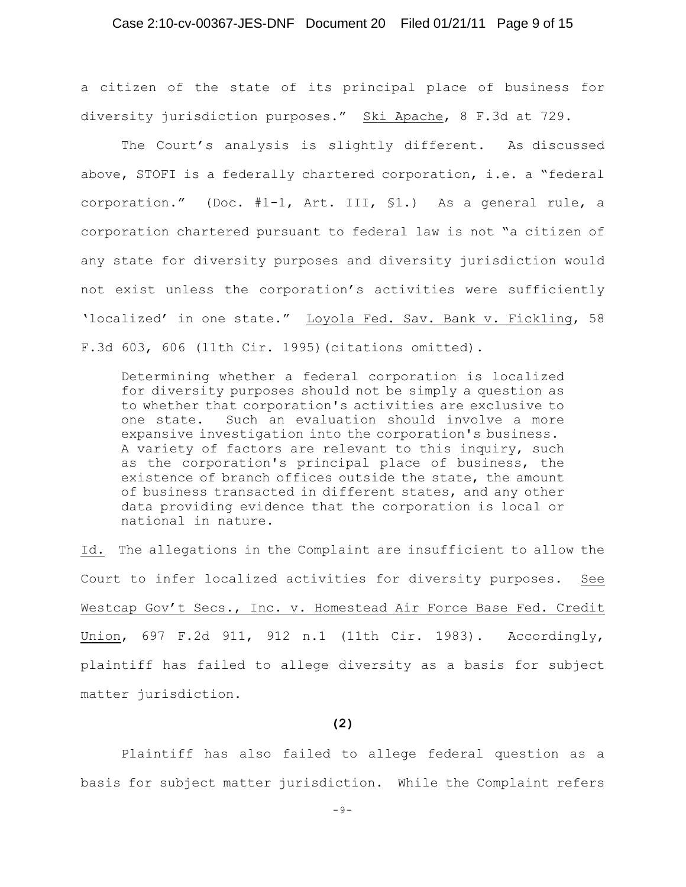a citizen of the state of its principal place of business for diversity jurisdiction purposes." Ski Apache, 8 F.3d at 729.

The Court's analysis is slightly different. As discussed above, STOFI is a federally chartered corporation, i.e. a "federal corporation." (Doc. #1-1, Art. III, §1.) As a general rule, a corporation chartered pursuant to federal law is not "a citizen of any state for diversity purposes and diversity jurisdiction would not exist unless the corporation's activities were sufficiently 'localized' in one state." Loyola Fed. Sav. Bank v. Fickling, 58 F.3d 603, 606 (11th Cir. 1995)(citations omitted).

> Determining whether a federal corporation is localized for diversity purposes should not be simply a question as to whether that corporation's activities are exclusive to one state. Such an evaluation should involve a more expansive investigation into the corporation's business. A variety of factors are relevant to this inquiry, such as the corporation's principal place of business, the existence of branch offices outside the state, the amount of business transacted in different states, and any other data providing evidence that the corporation is local or national in nature.

Id. The allegations in the Complaint are insufficient to allow the Court to infer localized activities for diversity purposes. See Westcap Gov't Secs., Inc. v. Homestead Air Force Base Fed. Credit Union, 697 F.2d 911, 912 n.1 (11th Cir. 1983). Accordingly, plaintiff has failed to allege diversity as a basis for subject matter jurisdiction.

**(2)**

Plaintiff has also failed to allege federal question as a basis for subject matter jurisdiction. While the Complaint refers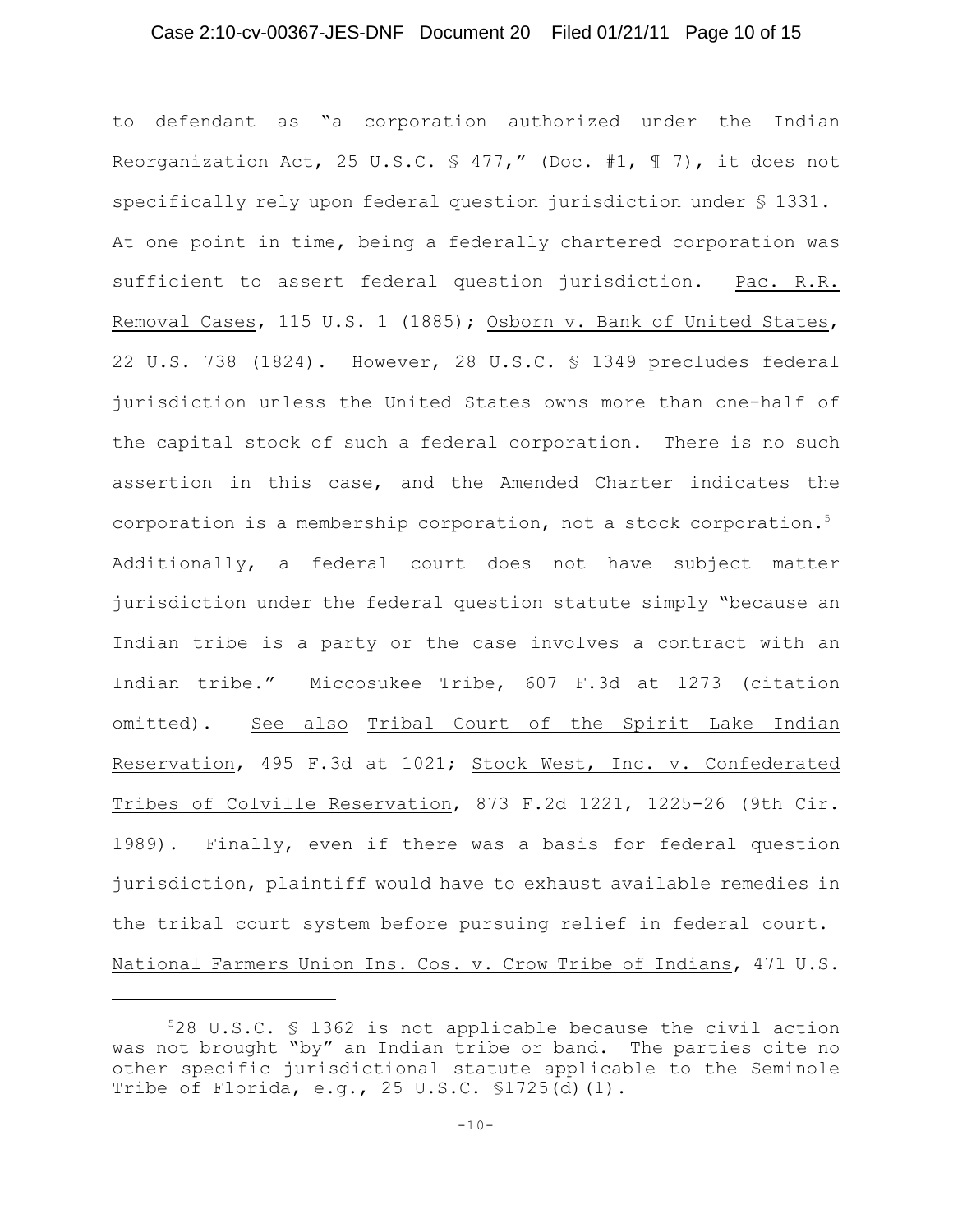to defendant as "a corporation authorized under the Indian Reorganization Act, 25 U.S.C. § 477," (Doc. #1, ¶ 7), it does not specifically rely upon federal question jurisdiction under § 1331. At one point in time, being a federally chartered corporation was sufficient to assert federal question jurisdiction. Pac. R.R. Removal Cases, 115 U.S. 1 (1885); Osborn v. Bank of United States, 22 U.S. 738 (1824). However, 28 U.S.C. § 1349 precludes federal jurisdiction unless the United States owns more than one-half of the capital stock of such a federal corporation. There is no such assertion in this case, and the Amended Charter indicates the corporation is a membership corporation, not a stock corporation.[5] Additionally, a federal court does not have subject matter jurisdiction under the federal question statute simply "because an Indian tribe is a party or the case involves a contract with an Indian tribe." Miccosukee Tribe, 607 F.3d at 1273 (citation omitted). See also Tribal Court of the Spirit Lake Indian Reservation, 495 F.3d at 1021; Stock West, Inc. v. Confederated Tribes of Colville Reservation, 873 F.2d 1221, 1225-26 (9th Cir. 1989). Finally, even if there was a basis for federal question jurisdiction, plaintiff would have to exhaust available remedies in the tribal court system before pursuing relief in federal court. National Farmers Union Ins. Cos. v. Crow Tribe of Indians, 471 U.S.

---

[5] 28 U.S.C. § 1362 is not applicable because the civil action was not brought "by" an Indian tribe or band. The parties cite no other specific jurisdictional statute applicable to the Seminole Tribe of Florida, e.g., 25 U.S.C. §1725(d)(1).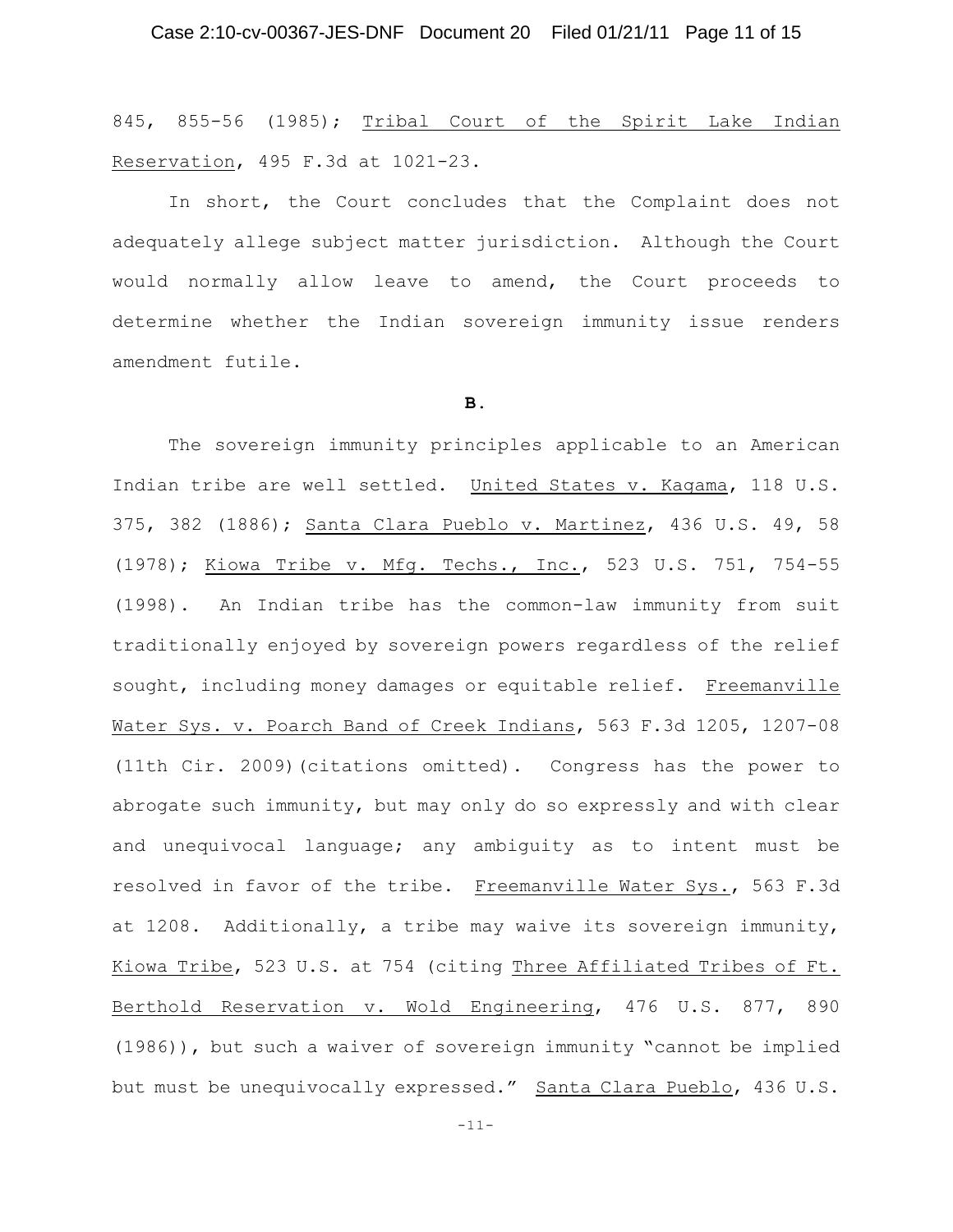845, 855-56 (1985); Tribal Court of the Spirit Lake Indian Reservation, 495 F.3d at 1021-23.

In short, the Court concludes that the Complaint does not adequately allege subject matter jurisdiction. Although the Court would normally allow leave to amend, the Court proceeds to determine whether the Indian sovereign immunity issue renders amendment futile.

**B.**

The sovereign immunity principles applicable to an American Indian tribe are well settled. United States v. Kagama, 118 U.S. 375, 382 (1886); Santa Clara Pueblo v. Martinez, 436 U.S. 49, 58 (1978); Kiowa Tribe v. Mfg. Techs., Inc., 523 U.S. 751, 754-55 (1998). An Indian tribe has the common-law immunity from suit traditionally enjoyed by sovereign powers regardless of the relief sought, including money damages or equitable relief. Freemanville Water Sys. v. Poarch Band of Creek Indians, 563 F.3d 1205, 1207-08 (11th Cir. 2009)(citations omitted). Congress has the power to abrogate such immunity, but may only do so expressly and with clear and unequivocal language; any ambiguity as to intent must be resolved in favor of the tribe. Freemanville Water Sys., 563 F.3d at 1208. Additionally, a tribe may waive its sovereign immunity, Kiowa Tribe, 523 U.S. at 754 (citing Three Affiliated Tribes of Ft. Berthold Reservation v. Wold Engineering, 476 U.S. 877, 890 (1986)), but such a waiver of sovereign immunity "cannot be implied but must be unequivocally expressed." Santa Clara Pueblo, 436 U.S.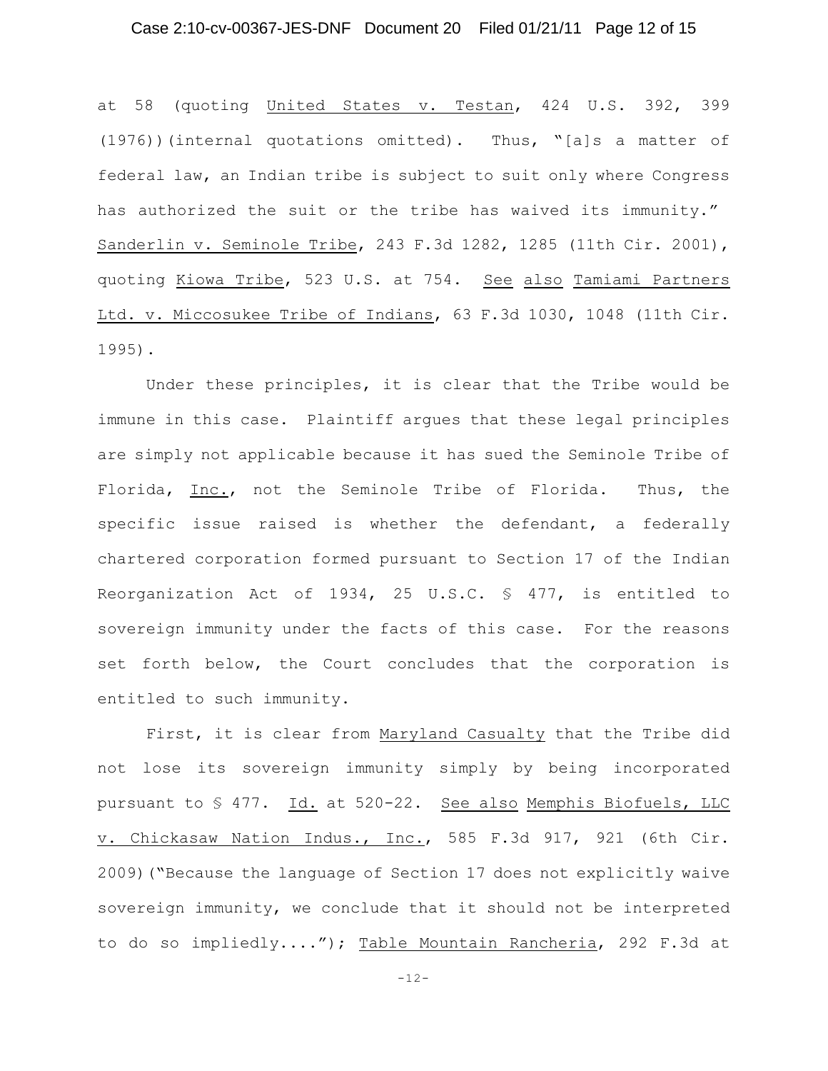at 58 (quoting United States v. Testan, 424 U.S. 392, 399 (1976))(internal quotations omitted). Thus, "[a]s a matter of federal law, an Indian tribe is subject to suit only where Congress has authorized the suit or the tribe has waived its immunity." Sanderlin v. Seminole Tribe, 243 F.3d 1282, 1285 (11th Cir. 2001), quoting Kiowa Tribe, 523 U.S. at 754. See also Tamiami Partners Ltd. v. Miccosukee Tribe of Indians, 63 F.3d 1030, 1048 (11th Cir. 1995).

Under these principles, it is clear that the Tribe would be immune in this case. Plaintiff argues that these legal principles are simply not applicable because it has sued the Seminole Tribe of Florida, Inc., not the Seminole Tribe of Florida. Thus, the specific issue raised is whether the defendant, a federally chartered corporation formed pursuant to Section 17 of the Indian Reorganization Act of 1934, 25 U.S.C. § 477, is entitled to sovereign immunity under the facts of this case. For the reasons set forth below, the Court concludes that the corporation is entitled to such immunity.

First, it is clear from Maryland Casualty that the Tribe did not lose its sovereign immunity simply by being incorporated pursuant to § 477. Id. at 520-22. See also Memphis Biofuels, LLC v. Chickasaw Nation Indus., Inc., 585 F.3d 917, 921 (6th Cir. 2009)("Because the language of Section 17 does not explicitly waive sovereign immunity, we conclude that it should not be interpreted to do so impliedly...."); Table Mountain Rancheria, 292 F.3d at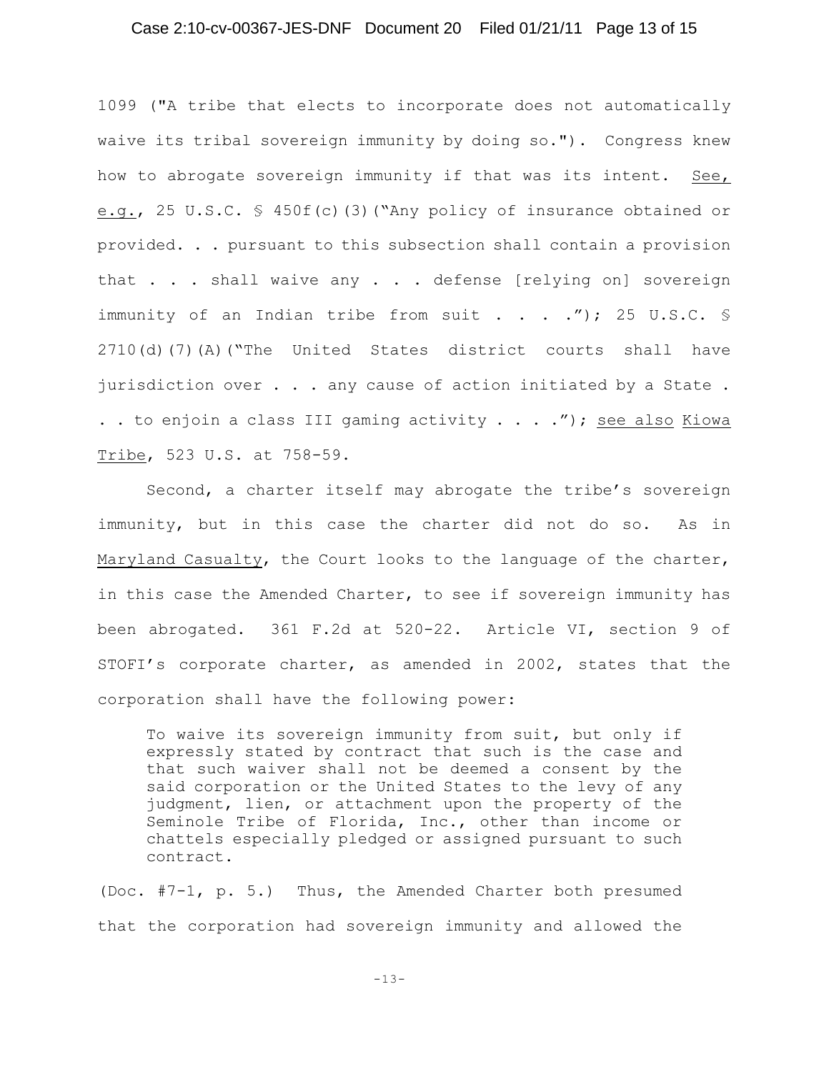1099 ("A tribe that elects to incorporate does not automatically waive its tribal sovereign immunity by doing so."). Congress knew how to abrogate sovereign immunity if that was its intent. See, e.g., 25 U.S.C. § 450f(c)(3)("Any policy of insurance obtained or provided. . . pursuant to this subsection shall contain a provision that . . . shall waive any . . . defense [relying on] sovereign immunity of an Indian tribe from suit . . . ."); 25 U.S.C. § 2710(d)(7)(A)("The United States district courts shall have jurisdiction over . . . any cause of action initiated by a State . . . to enjoin a class III gaming activity . . . ."); see also Kiowa Tribe, 523 U.S. at 758-59.

Second, a charter itself may abrogate the tribe's sovereign immunity, but in this case the charter did not do so. As in Maryland Casualty, the Court looks to the language of the charter, in this case the Amended Charter, to see if sovereign immunity has been abrogated. 361 F.2d at 520-22. Article VI, section 9 of STOFI's corporate charter, as amended in 2002, states that the corporation shall have the following power:

> To waive its sovereign immunity from suit, but only if expressly stated by contract that such is the case and that such waiver shall not be deemed a consent by the said corporation or the United States to the levy of any judgment, lien, or attachment upon the property of the Seminole Tribe of Florida, Inc., other than income or chattels especially pledged or assigned pursuant to such contract.

(Doc. #7-1, p. 5.) Thus, the Amended Charter both presumed that the corporation had sovereign immunity and allowed the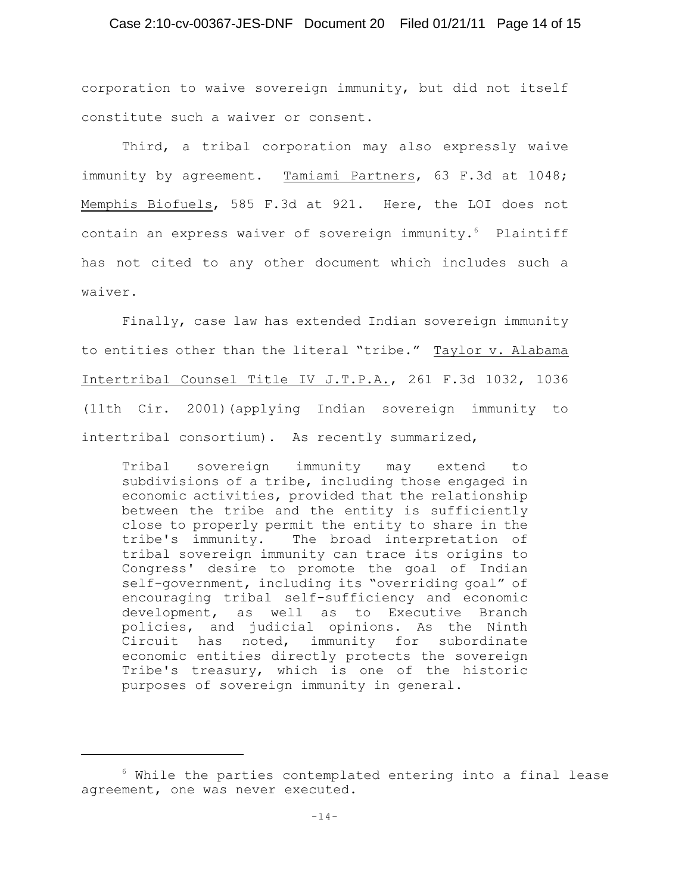corporation to waive sovereign immunity, but did not itself constitute such a waiver or consent.

Third, a tribal corporation may also expressly waive immunity by agreement. Tamiami Partners, 63 F.3d at 1048; Memphis Biofuels, 585 F.3d at 921. Here, the LOI does not contain an express waiver of sovereign immunity.[6] Plaintiff has not cited to any other document which includes such a waiver.

Finally, case law has extended Indian sovereign immunity to entities other than the literal "tribe." Taylor v. Alabama Intertribal Counsel Title IV J.T.P.A., 261 F.3d 1032, 1036 (11th Cir. 2001)(applying Indian sovereign immunity to intertribal consortium). As recently summarized,

> Tribal sovereign immunity may extend to subdivisions of a tribe, including those engaged in economic activities, provided that the relationship between the tribe and the entity is sufficiently close to properly permit the entity to share in the tribe's immunity. The broad interpretation of tribal sovereign immunity can trace its origins to Congress' desire to promote the goal of Indian self-government, including its "overriding goal" of encouraging tribal self-sufficiency and economic development, as well as to Executive Branch policies, and judicial opinions. As the Ninth Circuit has noted, immunity for subordinate economic entities directly protects the sovereign Tribe's treasury, which is one of the historic purposes of sovereign immunity in general.

---

[6] While the parties contemplated entering into a final lease agreement, one was never executed.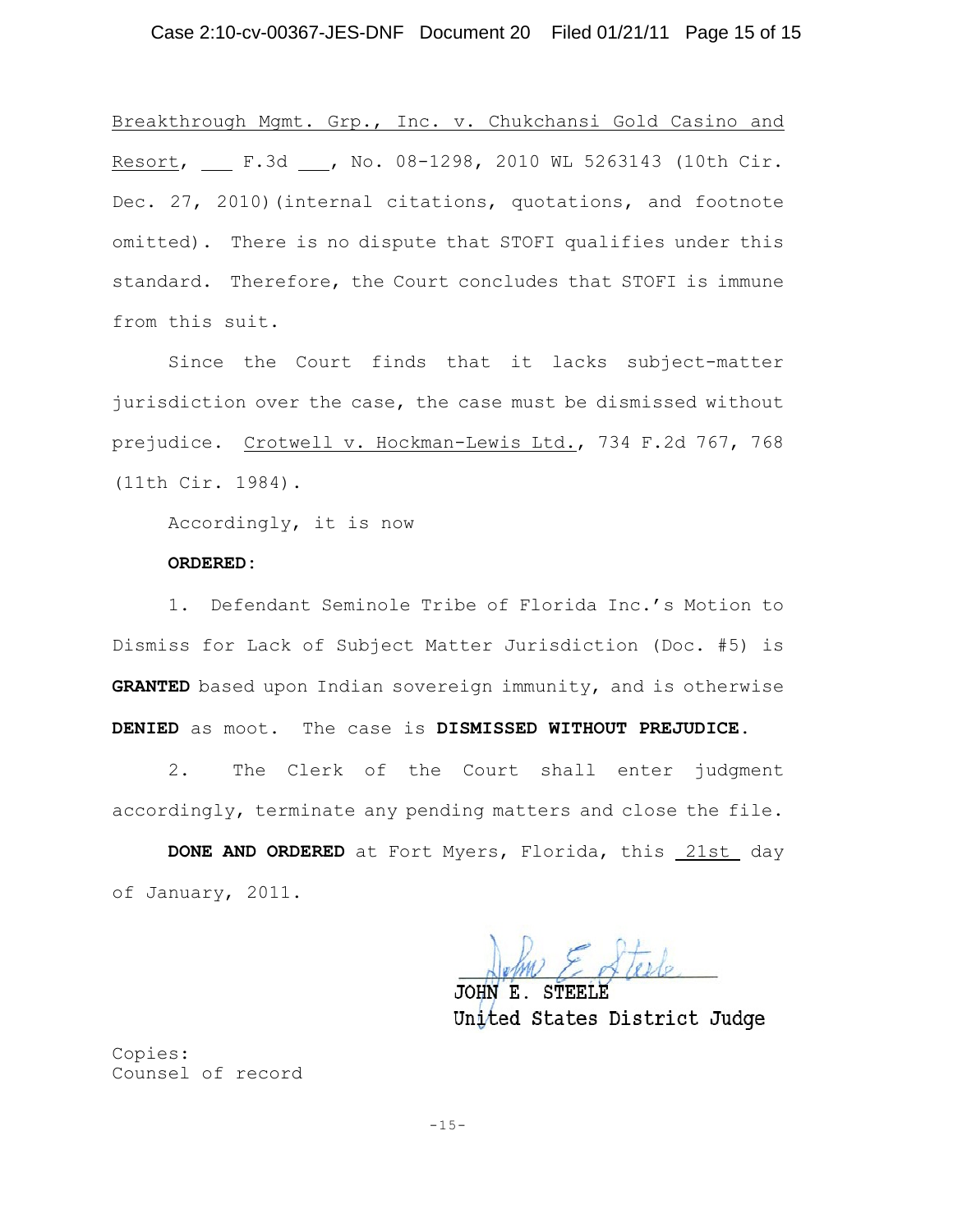Breakthrough Mgmt. Grp., Inc. v. Chukchansi Gold Casino and Resort, ___ F.3d ___, No. 08-1298, 2010 WL 5263143 (10th Cir. Dec. 27, 2010)(internal citations, quotations, and footnote omitted). There is no dispute that STOFI qualifies under this standard. Therefore, the Court concludes that STOFI is immune from this suit.

Since the Court finds that it lacks subject-matter jurisdiction over the case, the case must be dismissed without prejudice. Crotwell v. Hockman-Lewis Ltd., 734 F.2d 767, 768 (11th Cir. 1984).

Accordingly, it is now

**ORDERED:**

1. Defendant Seminole Tribe of Florida Inc.'s Motion to Dismiss for Lack of Subject Matter Jurisdiction (Doc. #5) is **GRANTED** based upon Indian sovereign immunity, and is otherwise **DENIED** as moot. The case is **DISMISSED WITHOUT PREJUDICE**.

2. The Clerk of the Court shall enter judgment accordingly, terminate any pending matters and close the file.

**DONE AND ORDERED** at Fort Myers, Florida, this 21st day of January, 2011.

JOHN E. STEELE
United States District Judge

Copies:
Counsel of record